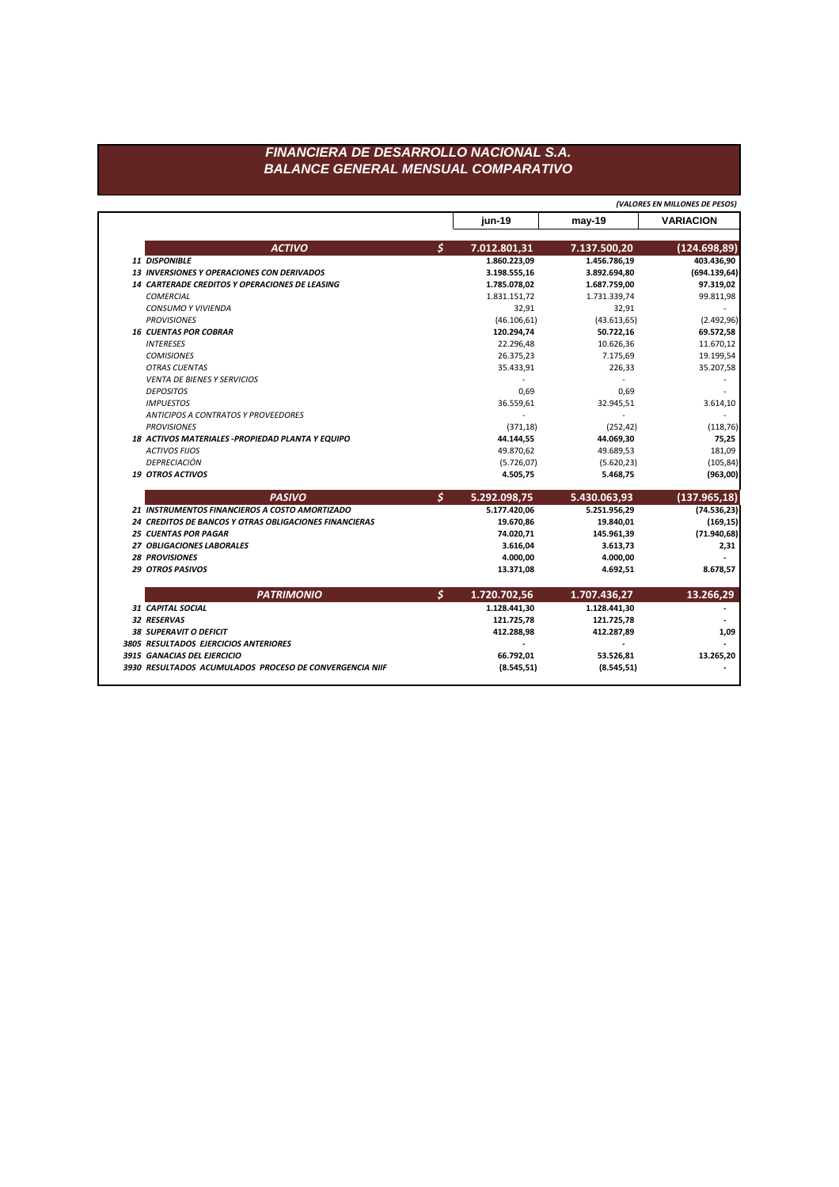# FINANCIERA DE DESARROLLO NACIONAL S.A.
## BALANCE GENERAL MENSUAL COMPARATIVO

*(VALORES EN MILLONES DE PESOS)*

| | | jun-19 | may-19 | VARIACION |
|---|---|---|---|---|
| **ACTIVO** | $ | **7.012.801,31** | **7.137.500,20** | **(124.698,89)** |
| **11 DISPONIBLE** | | **1.860.223,09** | **1.456.786,19** | **403.436,90** |
| **13 INVERSIONES Y OPERACIONES CON DERIVADOS** | | **3.198.555,16** | **3.892.694,80** | **(694.139,64)** |
| **14 CARTERADE CREDITOS Y OPERACIONES DE LEASING** | | **1.785.078,02** | **1.687.759,00** | **97.319,02** |
| *COMERCIAL* | | 1.831.151,72 | 1.731.339,74 | 99.811,98 |
| *CONSUMO Y VIVIENDA* | | 32,91 | 32,91 | - |
| *PROVISIONES* | | (46.106,61) | (43.613,65) | (2.492,96) |
| **16 CUENTAS POR COBRAR** | | **120.294,74** | **50.722,16** | **69.572,58** |
| *INTERESES* | | 22.296,48 | 10.626,36 | 11.670,12 |
| *COMISIONES* | | 26.375,23 | 7.175,69 | 19.199,54 |
| *OTRAS CUENTAS* | | 35.433,91 | 226,33 | 35.207,58 |
| *VENTA DE BIENES Y SERVICIOS* | | - | - | - |
| *DEPOSITOS* | | 0,69 | 0,69 | - |
| *IMPUESTOS* | | 36.559,61 | 32.945,51 | 3.614,10 |
| *ANTICIPOS A CONTRATOS Y PROVEEDORES* | | - | - | - |
| *PROVISIONES* | | (371,18) | (252,42) | (118,76) |
| **18 ACTIVOS MATERIALES -PROPIEDAD PLANTA Y EQUIPO** | | **44.144,55** | **44.069,30** | **75,25** |
| *ACTIVOS FIJOS* | | 49.870,62 | 49.689,53 | 181,09 |
| *DEPRECIACIÓN* | | (5.726,07) | (5.620,23) | (105,84) |
| **19 OTROS ACTIVOS** | | **4.505,75** | **5.468,75** | **(963,00)** |
| **PASIVO** | $ | **5.292.098,75** | **5.430.063,93** | **(137.965,18)** |
| **21 INSTRUMENTOS FINANCIEROS A COSTO AMORTIZADO** | | **5.177.420,06** | **5.251.956,29** | **(74.536,23)** |
| **24 CREDITOS DE BANCOS Y OTRAS OBLIGACIONES FINANCIERAS** | | **19.670,86** | **19.840,01** | **(169,15)** |
| **25 CUENTAS POR PAGAR** | | **74.020,71** | **145.961,39** | **(71.940,68)** |
| **27 OBLIGACIONES LABORALES** | | **3.616,04** | **3.613,73** | **2,31** |
| **28 PROVISIONES** | | **4.000,00** | **4.000,00** | **-** |
| **29 OTROS PASIVOS** | | **13.371,08** | **4.692,51** | **8.678,57** |
| **PATRIMONIO** | $ | **1.720.702,56** | **1.707.436,27** | **13.266,29** |
| **31 CAPITAL SOCIAL** | | **1.128.441,30** | **1.128.441,30** | **-** |
| **32 RESERVAS** | | **121.725,78** | **121.725,78** | **-** |
| **38 SUPERAVIT O DEFICIT** | | **412.288,98** | **412.287,89** | **1,09** |
| **3805 RESULTADOS EJERCICIOS ANTERIORES** | | **-** | **-** | **-** |
| **3915 GANACIAS DEL EJERCICIO** | | **66.792,01** | **53.526,81** | **13.265,20** |
| **3930 RESULTADOS ACUMULADOS PROCESO DE CONVERGENCIA NIIF** | | **(8.545,51)** | **(8.545,51)** | **-** |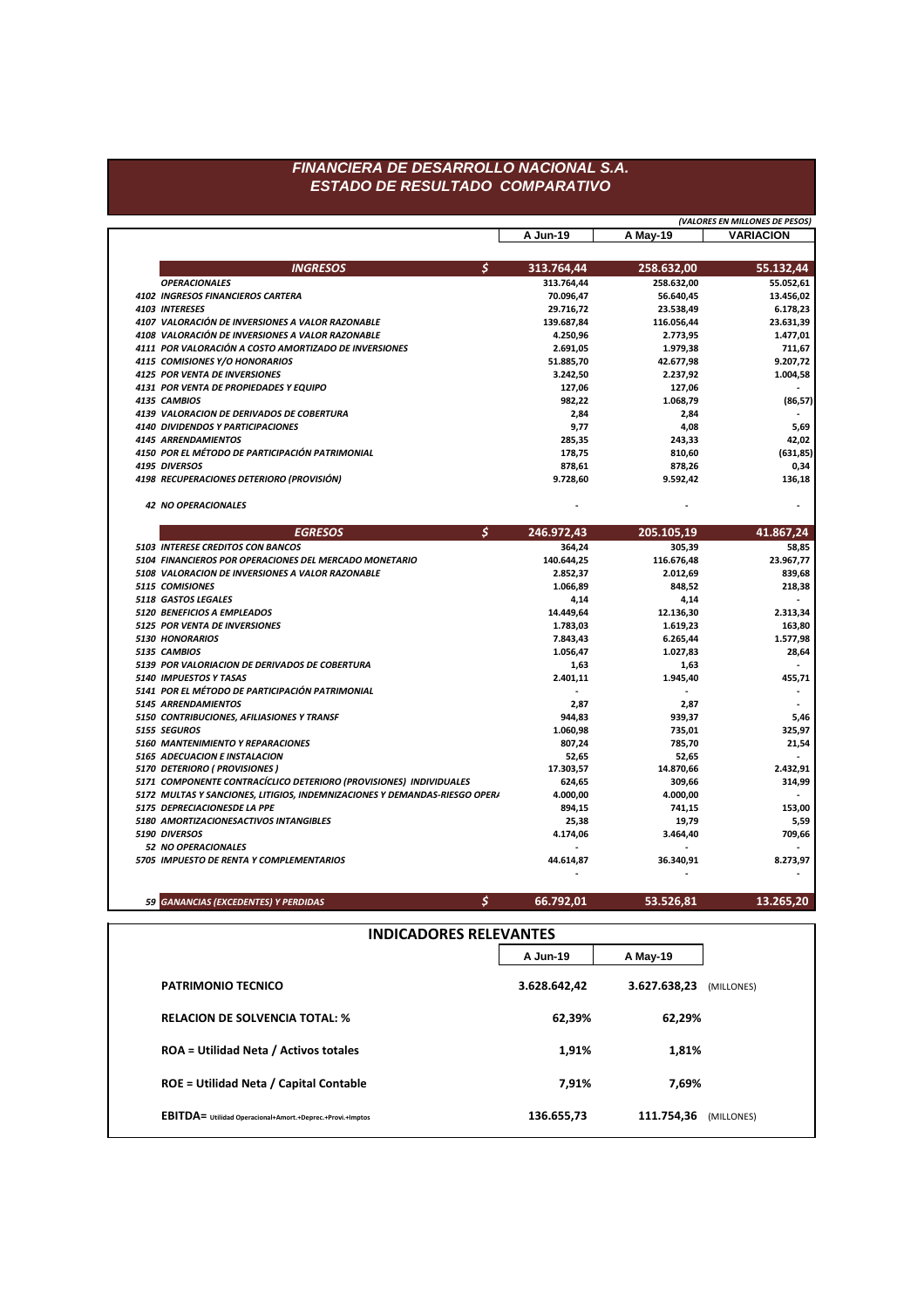# FINANCIERA DE DESARROLLO NACIONAL S.A.
## ESTADO DE RESULTADO COMPARATIVO

*(VALORES EN MILLONES DE PESOS)*

| | | A Jun-19 | A May-19 | VARIACION |
|---|---|---|---|---|
| **INGRESOS** | **$** | **313.764,44** | **258.632,00** | **55.132,44** |
| *OPERACIONALES* | | 313.764,44 | 258.632,00 | 55.052,61 |
| *4102 INGRESOS FINANCIEROS CARTERA* | | 70.096,47 | 56.640,45 | 13.456,02 |
| *4103 INTERESES* | | 29.716,72 | 23.538,49 | 6.178,23 |
| *4107 VALORACIÓN DE INVERSIONES A VALOR RAZONABLE* | | 139.687,84 | 116.056,44 | 23.631,39 |
| *4108 VALORACIÓN DE INVERSIONES A VALOR RAZONABLE* | | 4.250,96 | 2.773,95 | 1.477,01 |
| *4111 POR VALORACIÓN A COSTO AMORTIZADO DE INVERSIONES* | | 2.691,05 | 1.979,38 | 711,67 |
| *4115 COMISIONES Y/O HONORARIOS* | | 51.885,70 | 42.677,98 | 9.207,72 |
| *4125 POR VENTA DE INVERSIONES* | | 3.242,50 | 2.237,92 | 1.004,58 |
| *4131 POR VENTA DE PROPIEDADES Y EQUIPO* | | 127,06 | 127,06 | - |
| *4135 CAMBIOS* | | 982,22 | 1.068,79 | (86,57) |
| *4139 VALORACION DE DERIVADOS DE COBERTURA* | | 2,84 | 2,84 | - |
| *4140 DIVIDENDOS Y PARTICIPACIONES* | | 9,77 | 4,08 | 5,69 |
| *4145 ARRENDAMIENTOS* | | 285,35 | 243,33 | 42,02 |
| *4150 POR EL MÉTODO DE PARTICIPACIÓN PATRIMONIAL* | | 178,75 | 810,60 | (631,85) |
| *4195 DIVERSOS* | | 878,61 | 878,26 | 0,34 |
| *4198 RECUPERACIONES DETERIORO (PROVISIÓN)* | | 9.728,60 | 9.592,42 | 136,18 |
| *42 NO OPERACIONALES* | | - | - | - |
| **EGRESOS** | **$** | **246.972,43** | **205.105,19** | **41.867,24** |
| *5103 INTERESE CREDITOS CON BANCOS* | | 364,24 | 305,39 | 58,85 |
| *5104 FINANCIEROS POR OPERACIONES DEL MERCADO MONETARIO* | | 140.644,25 | 116.676,48 | 23.967,77 |
| *5108 VALORACION DE INVERSIONES A VALOR RAZONABLE* | | 2.852,37 | 2.012,69 | 839,68 |
| *5115 COMISIONES* | | 1.066,89 | 848,52 | 218,38 |
| *5118 GASTOS LEGALES* | | 4,14 | 4,14 | - |
| *5120 BENEFICIOS A EMPLEADOS* | | 14.449,64 | 12.136,30 | 2.313,34 |
| *5125 POR VENTA DE INVERSIONES* | | 1.783,03 | 1.619,23 | 163,80 |
| *5130 HONORARIOS* | | 7.843,43 | 6.265,44 | 1.577,98 |
| *5135 CAMBIOS* | | 1.056,47 | 1.027,83 | 28,64 |
| *5139 POR VALORIACION DE DERIVADOS DE COBERTURA* | | 1,63 | 1,63 | - |
| *5140 IMPUESTOS Y TASAS* | | 2.401,11 | 1.945,40 | 455,71 |
| *5141 POR EL MÉTODO DE PARTICIPACIÓN PATRIMONIAL* | | - | - | - |
| *5145 ARRENDAMIENTOS* | | 2,87 | 2,87 | - |
| *5150 CONTRIBUCIONES, AFILIASIONES Y TRANSF* | | 944,83 | 939,37 | 5,46 |
| *5155 SEGUROS* | | 1.060,98 | 735,01 | 325,97 |
| *5160 MANTENIMIENTO Y REPARACIONES* | | 807,24 | 785,70 | 21,54 |
| *5165 ADECUACION E INSTALACION* | | 52,65 | 52,65 | - |
| *5170 DETERIORO ( PROVISIONES )* | | 17.303,57 | 14.870,66 | 2.432,91 |
| *5171 COMPONENTE CONTRACÍCLICO DETERIORO (PROVISIONES) INDIVIDUALES* | | 624,65 | 309,66 | 314,99 |
| *5172 MULTAS Y SANCIONES, LITIGIOS, INDEMNIZACIONES Y DEMANDAS-RIESGO OPERA* | | 4.000,00 | 4.000,00 | - |
| *5175 DEPRECIACIONESDE LA PPE* | | 894,15 | 741,15 | 153,00 |
| *5180 AMORTIZACIONESACTIVOS INTANGIBLES* | | 25,38 | 19,79 | 5,59 |
| *5190 DIVERSOS* | | 4.174,06 | 3.464,40 | 709,66 |
| *52 NO OPERACIONALES* | | - | - | - |
| *5705 IMPUESTO DE RENTA Y COMPLEMENTARIOS* | | 44.614,87 | 36.340,91 | 8.273,97 |
| | | - | - | - |
| **59 GANANCIAS (EXCEDENTES) Y PERDIDAS** | **$** | **66.792,01** | **53.526,81** | **13.265,20** |

## INDICADORES RELEVANTES

| | A Jun-19 | A May-19 | |
|---|---|---|---|
| **PATRIMONIO TECNICO** | 3.628.642,42 | 3.627.638,23 | (MILLONES) |
| **RELACION DE SOLVENCIA TOTAL: %** | 62,39% | 62,29% | |
| **ROA = Utilidad Neta / Activos totales** | 1,91% | 1,81% | |
| **ROE = Utilidad Neta / Capital Contable** | 7,91% | 7,69% | |
| **EBITDA=** Utilidad Operacional+Amort.+Deprec.+Provi.+Imptos | 136.655,73 | 111.754,36 | (MILLONES) |